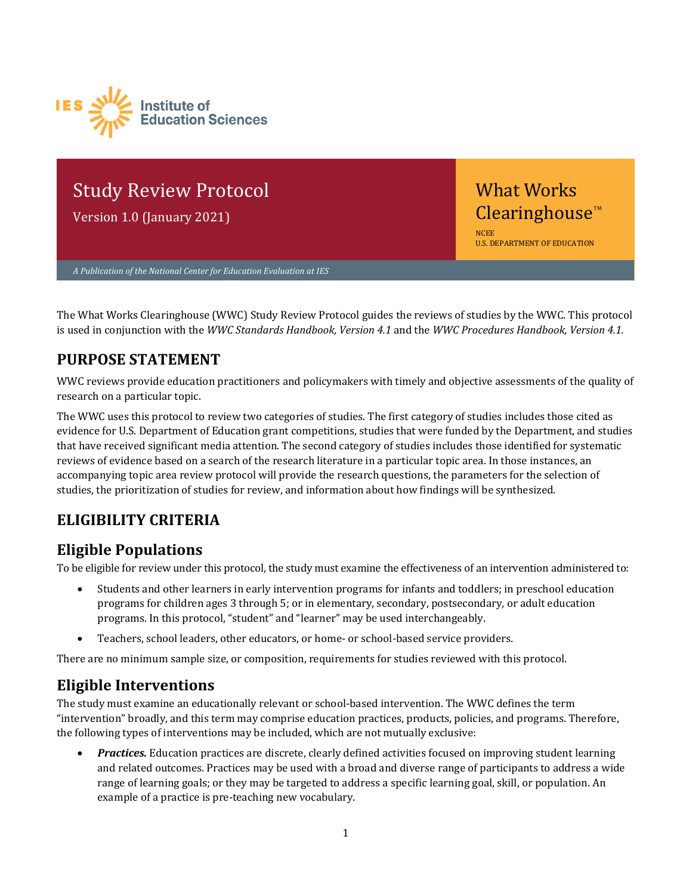Institute of Education Sciences

# Study Review Protocol

Version 1.0 (January 2021)

What Works Clearinghouse™

NCEE
U.S. DEPARTMENT OF EDUCATION

*A Publication of the National Center for Education Evaluation at IES*

The What Works Clearinghouse (WWC) Study Review Protocol guides the reviews of studies by the WWC. This protocol is used in conjunction with the *WWC Standards Handbook, Version 4.1* and the *WWC Procedures Handbook, Version 4.1.*

## PURPOSE STATEMENT

WWC reviews provide education practitioners and policymakers with timely and objective assessments of the quality of research on a particular topic.

The WWC uses this protocol to review two categories of studies. The first category of studies includes those cited as evidence for U.S. Department of Education grant competitions, studies that were funded by the Department, and studies that have received significant media attention. The second category of studies includes those identified for systematic reviews of evidence based on a search of the research literature in a particular topic area. In those instances, an accompanying topic area review protocol will provide the research questions, the parameters for the selection of studies, the prioritization of studies for review, and information about how findings will be synthesized.

## ELIGIBILITY CRITERIA

### Eligible Populations

To be eligible for review under this protocol, the study must examine the effectiveness of an intervention administered to:

- Students and other learners in early intervention programs for infants and toddlers; in preschool education programs for children ages 3 through 5; or in elementary, secondary, postsecondary, or adult education programs. In this protocol, "student" and "learner" may be used interchangeably.
- Teachers, school leaders, other educators, or home- or school-based service providers.

There are no minimum sample size, or composition, requirements for studies reviewed with this protocol.

### Eligible Interventions

The study must examine an educationally relevant or school-based intervention. The WWC defines the term "intervention" broadly, and this term may comprise education practices, products, policies, and programs. Therefore, the following types of interventions may be included, which are not mutually exclusive:

- ***Practices.*** Education practices are discrete, clearly defined activities focused on improving student learning and related outcomes. Practices may be used with a broad and diverse range of participants to address a wide range of learning goals; or they may be targeted to address a specific learning goal, skill, or population. An example of a practice is pre-teaching new vocabulary.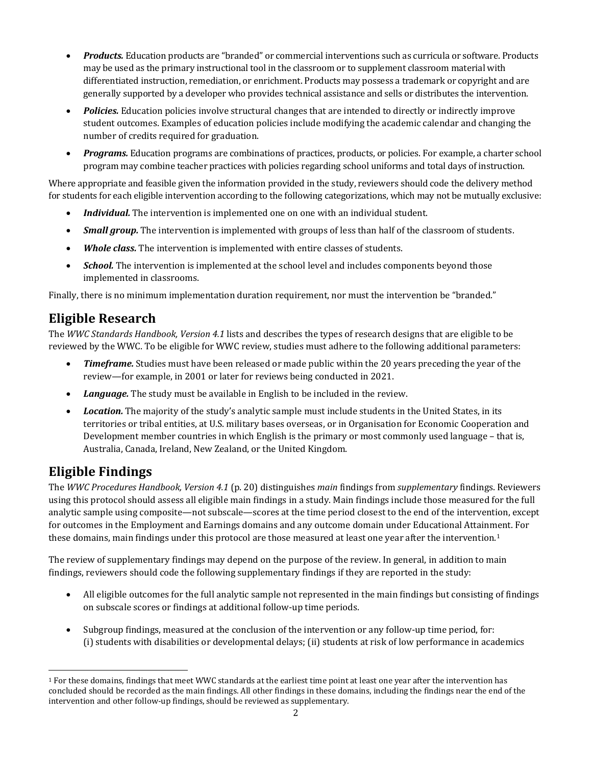- ***Products.*** Education products are "branded" or commercial interventions such as curricula or software. Products may be used as the primary instructional tool in the classroom or to supplement classroom material with differentiated instruction, remediation, or enrichment. Products may possess a trademark or copyright and are generally supported by a developer who provides technical assistance and sells or distributes the intervention.
- ***Policies.*** Education policies involve structural changes that are intended to directly or indirectly improve student outcomes. Examples of education policies include modifying the academic calendar and changing the number of credits required for graduation.
- ***Programs.*** Education programs are combinations of practices, products, or policies. For example, a charter school program may combine teacher practices with policies regarding school uniforms and total days of instruction.

Where appropriate and feasible given the information provided in the study, reviewers should code the delivery method for students for each eligible intervention according to the following categorizations, which may not be mutually exclusive:

- ***Individual.*** The intervention is implemented one on one with an individual student.
- ***Small group.*** The intervention is implemented with groups of less than half of the classroom of students.
- ***Whole class.*** The intervention is implemented with entire classes of students.
- ***School.*** The intervention is implemented at the school level and includes components beyond those implemented in classrooms.

Finally, there is no minimum implementation duration requirement, nor must the intervention be "branded."

## Eligible Research

The *WWC Standards Handbook, Version 4.1* lists and describes the types of research designs that are eligible to be reviewed by the WWC. To be eligible for WWC review, studies must adhere to the following additional parameters:

- ***Timeframe.*** Studies must have been released or made public within the 20 years preceding the year of the review—for example, in 2001 or later for reviews being conducted in 2021.
- ***Language.*** The study must be available in English to be included in the review.
- ***Location.*** The majority of the study's analytic sample must include students in the United States, in its territories or tribal entities, at U.S. military bases overseas, or in Organisation for Economic Cooperation and Development member countries in which English is the primary or most commonly used language – that is, Australia, Canada, Ireland, New Zealand, or the United Kingdom.

## Eligible Findings

The *WWC Procedures Handbook, Version 4.1* (p. 20) distinguishes *main* findings from *supplementary* findings. Reviewers using this protocol should assess all eligible main findings in a study. Main findings include those measured for the full analytic sample using composite—not subscale—scores at the time period closest to the end of the intervention, except for outcomes in the Employment and Earnings domains and any outcome domain under Educational Attainment. For these domains, main findings under this protocol are those measured at least one year after the intervention.[1]

The review of supplementary findings may depend on the purpose of the review. In general, in addition to main findings, reviewers should code the following supplementary findings if they are reported in the study:

- All eligible outcomes for the full analytic sample not represented in the main findings but consisting of findings on subscale scores or findings at additional follow-up time periods.
- Subgroup findings, measured at the conclusion of the intervention or any follow-up time period, for: (i) students with disabilities or developmental delays; (ii) students at risk of low performance in academics

[1] For these domains, findings that meet WWC standards at the earliest time point at least one year after the intervention has concluded should be recorded as the main findings. All other findings in these domains, including the findings near the end of the intervention and other follow-up findings, should be reviewed as supplementary.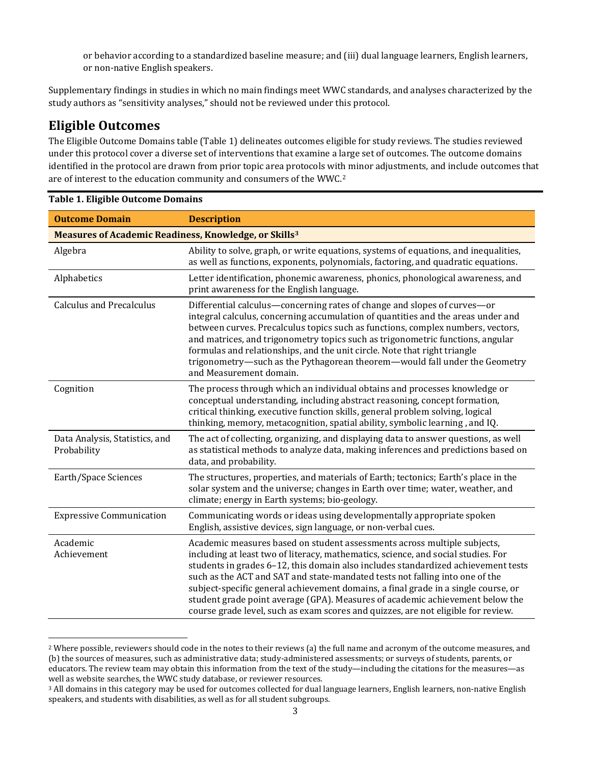or behavior according to a standardized baseline measure; and (iii) dual language learners, English learners, or non-native English speakers.

Supplementary findings in studies in which no main findings meet WWC standards, and analyses characterized by the study authors as "sensitivity analyses," should not be reviewed under this protocol.

## Eligible Outcomes

The Eligible Outcome Domains table (Table 1) delineates outcomes eligible for study reviews. The studies reviewed under this protocol cover a diverse set of interventions that examine a large set of outcomes. The outcome domains identified in the protocol are drawn from prior topic area protocols with minor adjustments, and include outcomes that are of interest to the education community and consumers of the WWC.[2]

**Table 1. Eligible Outcome Domains**

| Outcome Domain | Description |
|---|---|
| **Measures of Academic Readiness, Knowledge, or Skills[3]** | |
| Algebra | Ability to solve, graph, or write equations, systems of equations, and inequalities, as well as functions, exponents, polynomials, factoring, and quadratic equations. |
| Alphabetics | Letter identification, phonemic awareness, phonics, phonological awareness, and print awareness for the English language. |
| Calculus and Precalculus | Differential calculus—concerning rates of change and slopes of curves—or integral calculus, concerning accumulation of quantities and the areas under and between curves. Precalculus topics such as functions, complex numbers, vectors, and matrices, and trigonometry topics such as trigonometric functions, angular formulas and relationships, and the unit circle. Note that right triangle trigonometry—such as the Pythagorean theorem—would fall under the Geometry and Measurement domain. |
| Cognition | The process through which an individual obtains and processes knowledge or conceptual understanding, including abstract reasoning, concept formation, critical thinking, executive function skills, general problem solving, logical thinking, memory, metacognition, spatial ability, symbolic learning , and IQ. |
| Data Analysis, Statistics, and Probability | The act of collecting, organizing, and displaying data to answer questions, as well as statistical methods to analyze data, making inferences and predictions based on data, and probability. |
| Earth/Space Sciences | The structures, properties, and materials of Earth; tectonics; Earth's place in the solar system and the universe; changes in Earth over time; water, weather, and climate; energy in Earth systems; bio-geology. |
| Expressive Communication | Communicating words or ideas using developmentally appropriate spoken English, assistive devices, sign language, or non-verbal cues. |
| Academic Achievement | Academic measures based on student assessments across multiple subjects, including at least two of literacy, mathematics, science, and social studies. For students in grades 6–12, this domain also includes standardized achievement tests such as the ACT and SAT and state-mandated tests not falling into one of the subject-specific general achievement domains, a final grade in a single course, or student grade point average (GPA). Measures of academic achievement below the course grade level, such as exam scores and quizzes, are not eligible for review. |

[2] Where possible, reviewers should code in the notes to their reviews (a) the full name and acronym of the outcome measures, and (b) the sources of measures, such as administrative data; study-administered assessments; or surveys of students, parents, or educators. The review team may obtain this information from the text of the study—including the citations for the measures—as well as website searches, the WWC study database, or reviewer resources.

[3] All domains in this category may be used for outcomes collected for dual language learners, English learners, non-native English speakers, and students with disabilities, as well as for all student subgroups.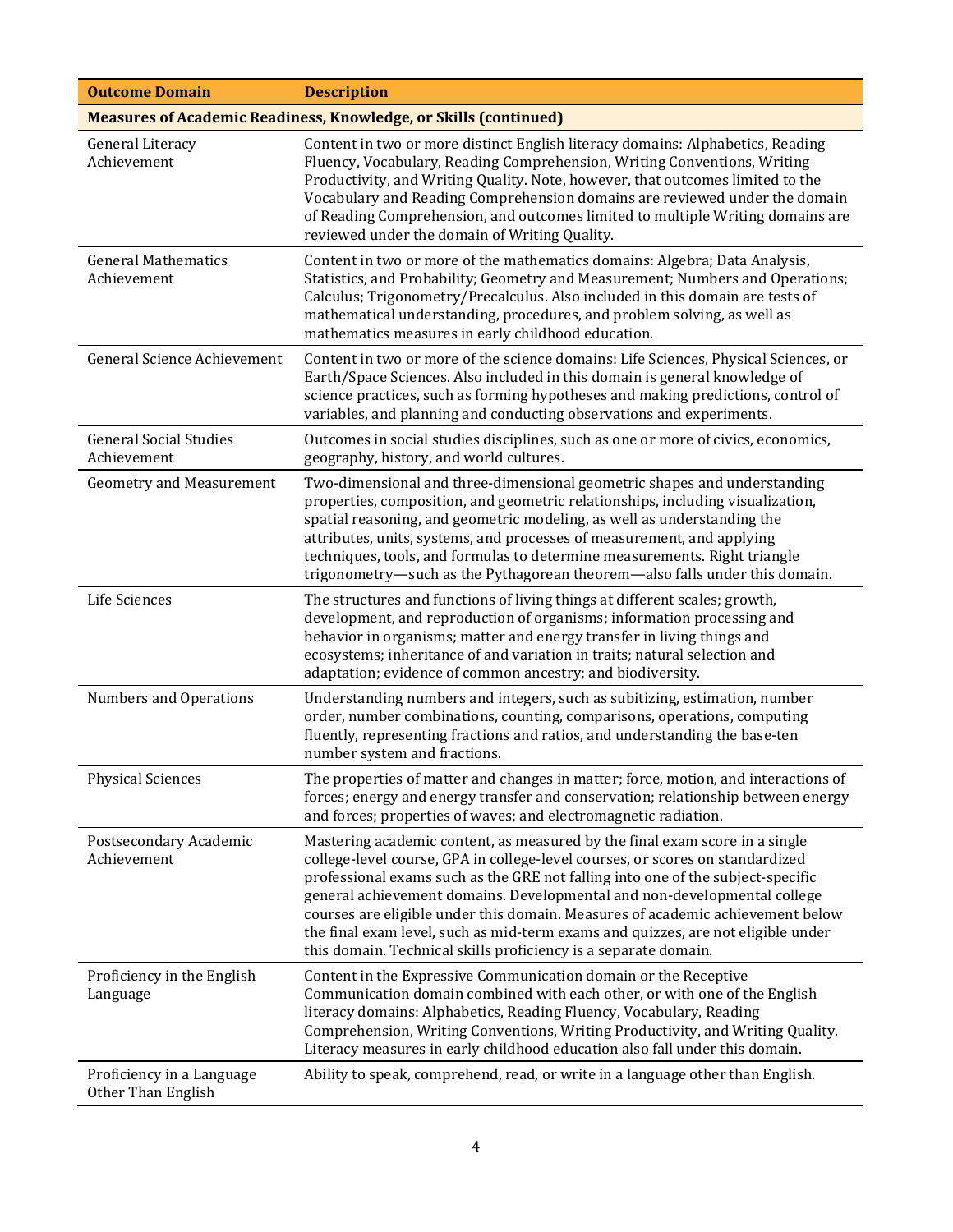| Outcome Domain | Description |
|---|---|
| **Measures of Academic Readiness, Knowledge, or Skills (continued)** | |
| General Literacy Achievement | Content in two or more distinct English literacy domains: Alphabetics, Reading Fluency, Vocabulary, Reading Comprehension, Writing Conventions, Writing Productivity, and Writing Quality. Note, however, that outcomes limited to the Vocabulary and Reading Comprehension domains are reviewed under the domain of Reading Comprehension, and outcomes limited to multiple Writing domains are reviewed under the domain of Writing Quality. |
| General Mathematics Achievement | Content in two or more of the mathematics domains: Algebra; Data Analysis, Statistics, and Probability; Geometry and Measurement; Numbers and Operations; Calculus; Trigonometry/Precalculus. Also included in this domain are tests of mathematical understanding, procedures, and problem solving, as well as mathematics measures in early childhood education. |
| General Science Achievement | Content in two or more of the science domains: Life Sciences, Physical Sciences, or Earth/Space Sciences. Also included in this domain is general knowledge of science practices, such as forming hypotheses and making predictions, control of variables, and planning and conducting observations and experiments. |
| General Social Studies Achievement | Outcomes in social studies disciplines, such as one or more of civics, economics, geography, history, and world cultures. |
| Geometry and Measurement | Two-dimensional and three-dimensional geometric shapes and understanding properties, composition, and geometric relationships, including visualization, spatial reasoning, and geometric modeling, as well as understanding the attributes, units, systems, and processes of measurement, and applying techniques, tools, and formulas to determine measurements. Right triangle trigonometry—such as the Pythagorean theorem—also falls under this domain. |
| Life Sciences | The structures and functions of living things at different scales; growth, development, and reproduction of organisms; information processing and behavior in organisms; matter and energy transfer in living things and ecosystems; inheritance of and variation in traits; natural selection and adaptation; evidence of common ancestry; and biodiversity. |
| Numbers and Operations | Understanding numbers and integers, such as subitizing, estimation, number order, number combinations, counting, comparisons, operations, computing fluently, representing fractions and ratios, and understanding the base-ten number system and fractions. |
| Physical Sciences | The properties of matter and changes in matter; force, motion, and interactions of forces; energy and energy transfer and conservation; relationship between energy and forces; properties of waves; and electromagnetic radiation. |
| Postsecondary Academic Achievement | Mastering academic content, as measured by the final exam score in a single college-level course, GPA in college-level courses, or scores on standardized professional exams such as the GRE not falling into one of the subject-specific general achievement domains. Developmental and non-developmental college courses are eligible under this domain. Measures of academic achievement below the final exam level, such as mid-term exams and quizzes, are not eligible under this domain. Technical skills proficiency is a separate domain. |
| Proficiency in the English Language | Content in the Expressive Communication domain or the Receptive Communication domain combined with each other, or with one of the English literacy domains: Alphabetics, Reading Fluency, Vocabulary, Reading Comprehension, Writing Conventions, Writing Productivity, and Writing Quality. Literacy measures in early childhood education also fall under this domain. |
| Proficiency in a Language Other Than English | Ability to speak, comprehend, read, or write in a language other than English. |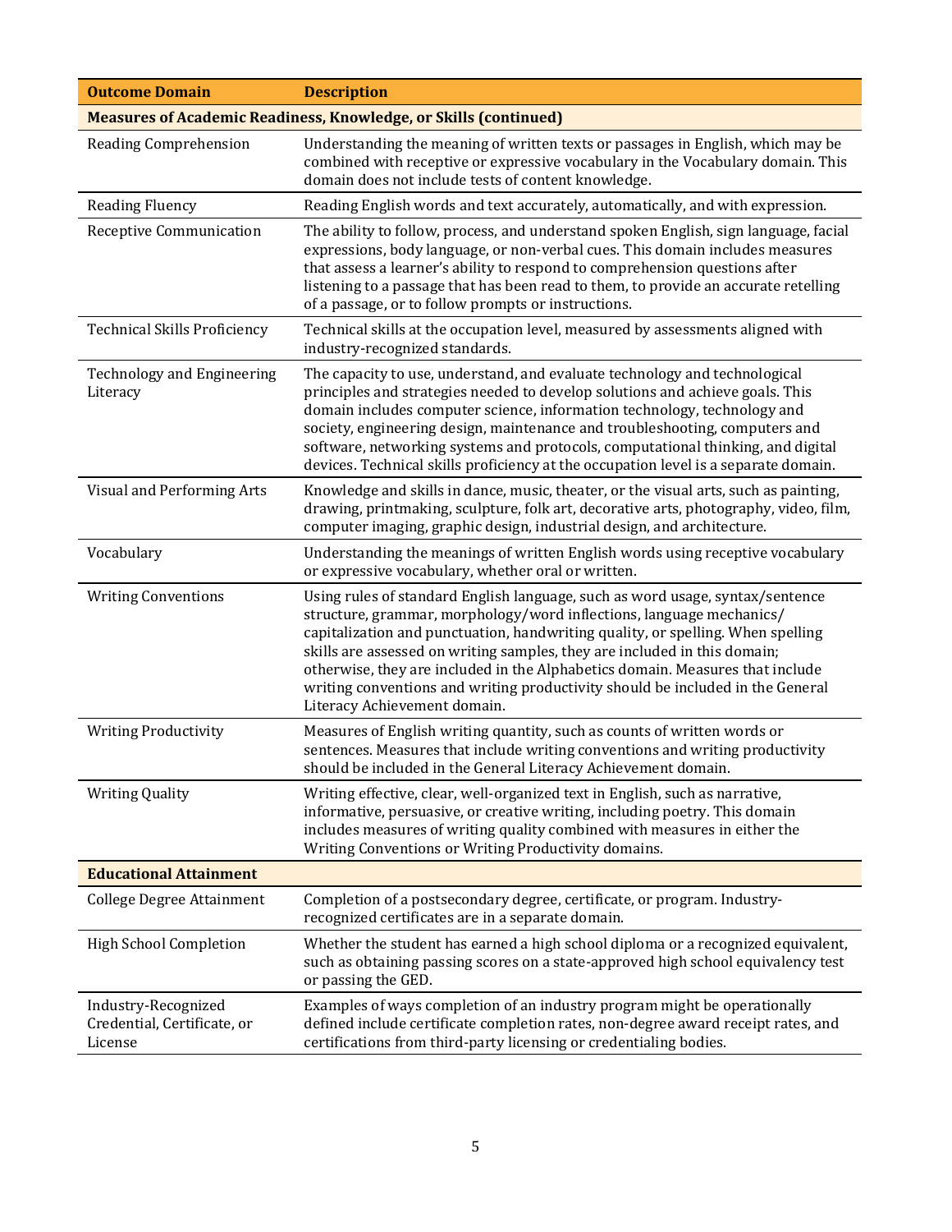| Outcome Domain | Description |
| --- | --- |
| **Measures of Academic Readiness, Knowledge, or Skills (continued)** | |
| Reading Comprehension | Understanding the meaning of written texts or passages in English, which may be combined with receptive or expressive vocabulary in the Vocabulary domain. This domain does not include tests of content knowledge. |
| Reading Fluency | Reading English words and text accurately, automatically, and with expression. |
| Receptive Communication | The ability to follow, process, and understand spoken English, sign language, facial expressions, body language, or non-verbal cues. This domain includes measures that assess a learner's ability to respond to comprehension questions after listening to a passage that has been read to them, to provide an accurate retelling of a passage, or to follow prompts or instructions. |
| Technical Skills Proficiency | Technical skills at the occupation level, measured by assessments aligned with industry-recognized standards. |
| Technology and Engineering Literacy | The capacity to use, understand, and evaluate technology and technological principles and strategies needed to develop solutions and achieve goals. This domain includes computer science, information technology, technology and society, engineering design, maintenance and troubleshooting, computers and software, networking systems and protocols, computational thinking, and digital devices. Technical skills proficiency at the occupation level is a separate domain. |
| Visual and Performing Arts | Knowledge and skills in dance, music, theater, or the visual arts, such as painting, drawing, printmaking, sculpture, folk art, decorative arts, photography, video, film, computer imaging, graphic design, industrial design, and architecture. |
| Vocabulary | Understanding the meanings of written English words using receptive vocabulary or expressive vocabulary, whether oral or written. |
| Writing Conventions | Using rules of standard English language, such as word usage, syntax/sentence structure, grammar, morphology/word inflections, language mechanics/capitalization and punctuation, handwriting quality, or spelling. When spelling skills are assessed on writing samples, they are included in this domain; otherwise, they are included in the Alphabetics domain. Measures that include writing conventions and writing productivity should be included in the General Literacy Achievement domain. |
| Writing Productivity | Measures of English writing quantity, such as counts of written words or sentences. Measures that include writing conventions and writing productivity should be included in the General Literacy Achievement domain. |
| Writing Quality | Writing effective, clear, well-organized text in English, such as narrative, informative, persuasive, or creative writing, including poetry. This domain includes measures of writing quality combined with measures in either the Writing Conventions or Writing Productivity domains. |
| **Educational Attainment** | |
| College Degree Attainment | Completion of a postsecondary degree, certificate, or program. Industry-recognized certificates are in a separate domain. |
| High School Completion | Whether the student has earned a high school diploma or a recognized equivalent, such as obtaining passing scores on a state-approved high school equivalency test or passing the GED. |
| Industry-Recognized Credential, Certificate, or License | Examples of ways completion of an industry program might be operationally defined include certificate completion rates, non-degree award receipt rates, and certifications from third-party licensing or credentialing bodies. |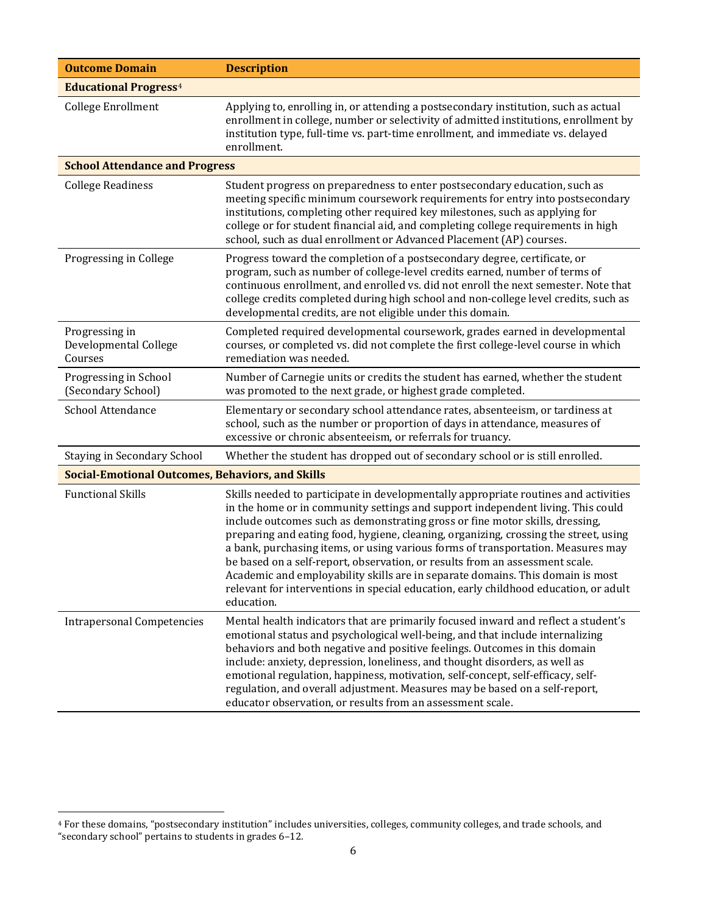| Outcome Domain | Description |
|---|---|
| **Educational Progress**[4] | |
| College Enrollment | Applying to, enrolling in, or attending a postsecondary institution, such as actual enrollment in college, number or selectivity of admitted institutions, enrollment by institution type, full-time vs. part-time enrollment, and immediate vs. delayed enrollment. |
| **School Attendance and Progress** | |
| College Readiness | Student progress on preparedness to enter postsecondary education, such as meeting specific minimum coursework requirements for entry into postsecondary institutions, completing other required key milestones, such as applying for college or for student financial aid, and completing college requirements in high school, such as dual enrollment or Advanced Placement (AP) courses. |
| Progressing in College | Progress toward the completion of a postsecondary degree, certificate, or program, such as number of college-level credits earned, number of terms of continuous enrollment, and enrolled vs. did not enroll the next semester. Note that college credits completed during high school and non-college level credits, such as developmental credits, are not eligible under this domain. |
| Progressing in Developmental College Courses | Completed required developmental coursework, grades earned in developmental courses, or completed vs. did not complete the first college-level course in which remediation was needed. |
| Progressing in School (Secondary School) | Number of Carnegie units or credits the student has earned, whether the student was promoted to the next grade, or highest grade completed. |
| School Attendance | Elementary or secondary school attendance rates, absenteeism, or tardiness at school, such as the number or proportion of days in attendance, measures of excessive or chronic absenteeism, or referrals for truancy. |
| Staying in Secondary School | Whether the student has dropped out of secondary school or is still enrolled. |
| **Social-Emotional Outcomes, Behaviors, and Skills** | |
| Functional Skills | Skills needed to participate in developmentally appropriate routines and activities in the home or in community settings and support independent living. This could include outcomes such as demonstrating gross or fine motor skills, dressing, preparing and eating food, hygiene, cleaning, organizing, crossing the street, using a bank, purchasing items, or using various forms of transportation. Measures may be based on a self-report, observation, or results from an assessment scale. Academic and employability skills are in separate domains. This domain is most relevant for interventions in special education, early childhood education, or adult education. |
| Intrapersonal Competencies | Mental health indicators that are primarily focused inward and reflect a student's emotional status and psychological well-being, and that include internalizing behaviors and both negative and positive feelings. Outcomes in this domain include: anxiety, depression, loneliness, and thought disorders, as well as emotional regulation, happiness, motivation, self-concept, self-efficacy, self-regulation, and overall adjustment. Measures may be based on a self-report, educator observation, or results from an assessment scale. |

[4] For these domains, "postsecondary institution" includes universities, colleges, community colleges, and trade schools, and "secondary school" pertains to students in grades 6–12.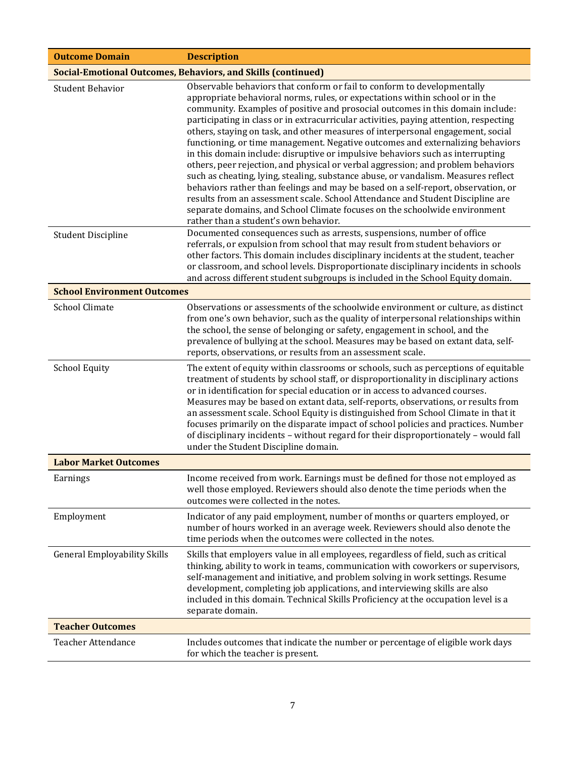| Outcome Domain | Description |
|---|---|
| **Social-Emotional Outcomes, Behaviors, and Skills (continued)** | |
| Student Behavior | Observable behaviors that conform or fail to conform to developmentally appropriate behavioral norms, rules, or expectations within school or in the community. Examples of positive and prosocial outcomes in this domain include: participating in class or in extracurricular activities, paying attention, respecting others, staying on task, and other measures of interpersonal engagement, social functioning, or time management. Negative outcomes and externalizing behaviors in this domain include: disruptive or impulsive behaviors such as interrupting others, peer rejection, and physical or verbal aggression; and problem behaviors such as cheating, lying, stealing, substance abuse, or vandalism. Measures reflect behaviors rather than feelings and may be based on a self-report, observation, or results from an assessment scale. School Attendance and Student Discipline are separate domains, and School Climate focuses on the schoolwide environment rather than a student's own behavior. |
| Student Discipline | Documented consequences such as arrests, suspensions, number of office referrals, or expulsion from school that may result from student behaviors or other factors. This domain includes disciplinary incidents at the student, teacher or classroom, and school levels. Disproportionate disciplinary incidents in schools and across different student subgroups is included in the School Equity domain. |
| **School Environment Outcomes** | |
| School Climate | Observations or assessments of the schoolwide environment or culture, as distinct from one's own behavior, such as the quality of interpersonal relationships within the school, the sense of belonging or safety, engagement in school, and the prevalence of bullying at the school. Measures may be based on extant data, self-reports, observations, or results from an assessment scale. |
| School Equity | The extent of equity within classrooms or schools, such as perceptions of equitable treatment of students by school staff, or disproportionality in disciplinary actions or in identification for special education or in access to advanced courses. Measures may be based on extant data, self-reports, observations, or results from an assessment scale. School Equity is distinguished from School Climate in that it focuses primarily on the disparate impact of school policies and practices. Number of disciplinary incidents – without regard for their disproportionately – would fall under the Student Discipline domain. |
| **Labor Market Outcomes** | |
| Earnings | Income received from work. Earnings must be defined for those not employed as well those employed. Reviewers should also denote the time periods when the outcomes were collected in the notes. |
| Employment | Indicator of any paid employment, number of months or quarters employed, or number of hours worked in an average week. Reviewers should also denote the time periods when the outcomes were collected in the notes. |
| General Employability Skills | Skills that employers value in all employees, regardless of field, such as critical thinking, ability to work in teams, communication with coworkers or supervisors, self-management and initiative, and problem solving in work settings. Resume development, completing job applications, and interviewing skills are also included in this domain. Technical Skills Proficiency at the occupation level is a separate domain. |
| **Teacher Outcomes** | |
| Teacher Attendance | Includes outcomes that indicate the number or percentage of eligible work days for which the teacher is present. |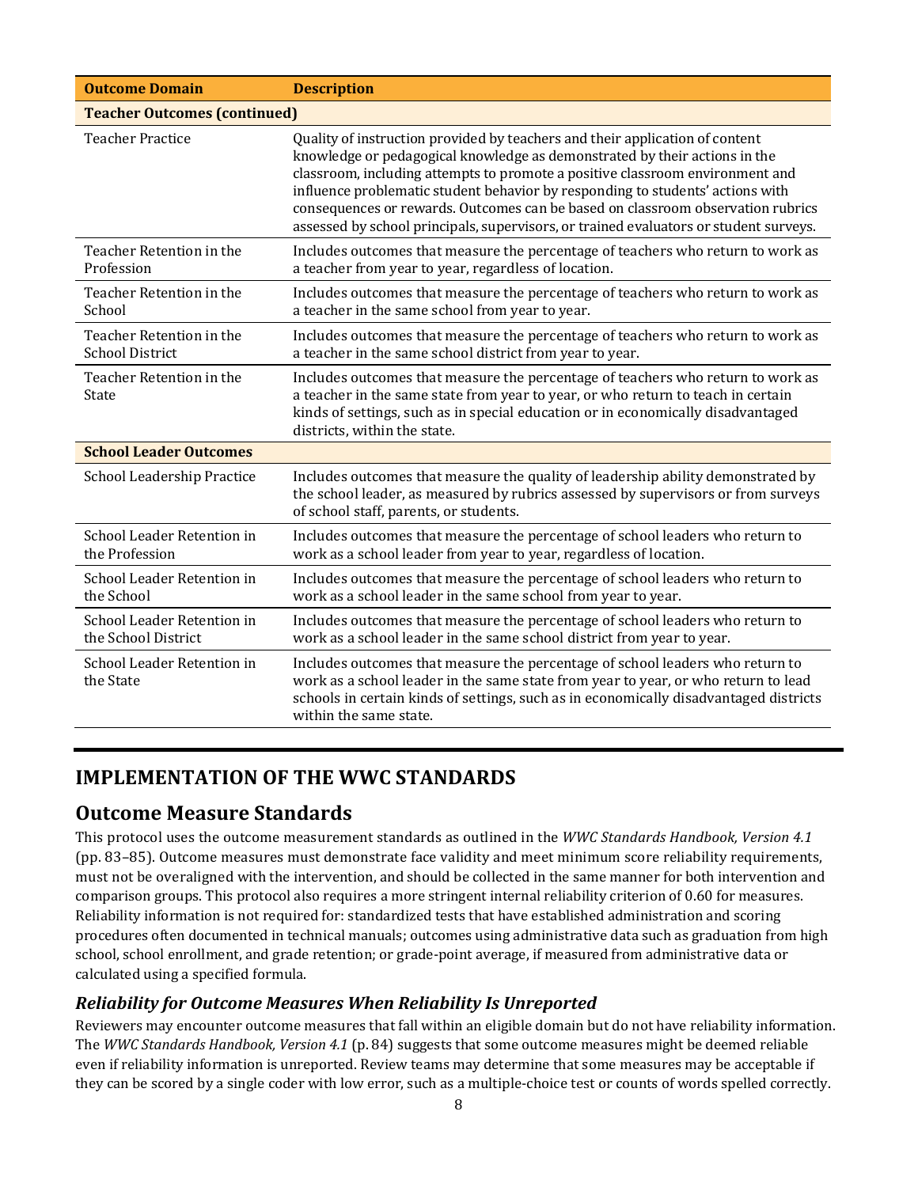| Outcome Domain | Description |
|---|---|
| **Teacher Outcomes (continued)** | |
| Teacher Practice | Quality of instruction provided by teachers and their application of content knowledge or pedagogical knowledge as demonstrated by their actions in the classroom, including attempts to promote a positive classroom environment and influence problematic student behavior by responding to students' actions with consequences or rewards. Outcomes can be based on classroom observation rubrics assessed by school principals, supervisors, or trained evaluators or student surveys. |
| Teacher Retention in the Profession | Includes outcomes that measure the percentage of teachers who return to work as a teacher from year to year, regardless of location. |
| Teacher Retention in the School | Includes outcomes that measure the percentage of teachers who return to work as a teacher in the same school from year to year. |
| Teacher Retention in the School District | Includes outcomes that measure the percentage of teachers who return to work as a teacher in the same school district from year to year. |
| Teacher Retention in the State | Includes outcomes that measure the percentage of teachers who return to work as a teacher in the same state from year to year, or who return to teach in certain kinds of settings, such as in special education or in economically disadvantaged districts, within the state. |
| **School Leader Outcomes** | |
| School Leadership Practice | Includes outcomes that measure the quality of leadership ability demonstrated by the school leader, as measured by rubrics assessed by supervisors or from surveys of school staff, parents, or students. |
| School Leader Retention in the Profession | Includes outcomes that measure the percentage of school leaders who return to work as a school leader from year to year, regardless of location. |
| School Leader Retention in the School | Includes outcomes that measure the percentage of school leaders who return to work as a school leader in the same school from year to year. |
| School Leader Retention in the School District | Includes outcomes that measure the percentage of school leaders who return to work as a school leader in the same school district from year to year. |
| School Leader Retention in the State | Includes outcomes that measure the percentage of school leaders who return to work as a school leader in the same state from year to year, or who return to lead schools in certain kinds of settings, such as in economically disadvantaged districts within the same state. |

# IMPLEMENTATION OF THE WWC STANDARDS

## Outcome Measure Standards

This protocol uses the outcome measurement standards as outlined in the *WWC Standards Handbook, Version 4.1* (pp. 83–85). Outcome measures must demonstrate face validity and meet minimum score reliability requirements, must not be overaligned with the intervention, and should be collected in the same manner for both intervention and comparison groups. This protocol also requires a more stringent internal reliability criterion of 0.60 for measures. Reliability information is not required for: standardized tests that have established administration and scoring procedures often documented in technical manuals; outcomes using administrative data such as graduation from high school, school enrollment, and grade retention; or grade-point average, if measured from administrative data or calculated using a specified formula.

### *Reliability for Outcome Measures When Reliability Is Unreported*

Reviewers may encounter outcome measures that fall within an eligible domain but do not have reliability information. The *WWC Standards Handbook, Version 4.1* (p. 84) suggests that some outcome measures might be deemed reliable even if reliability information is unreported. Review teams may determine that some measures may be acceptable if they can be scored by a single coder with low error, such as a multiple-choice test or counts of words spelled correctly.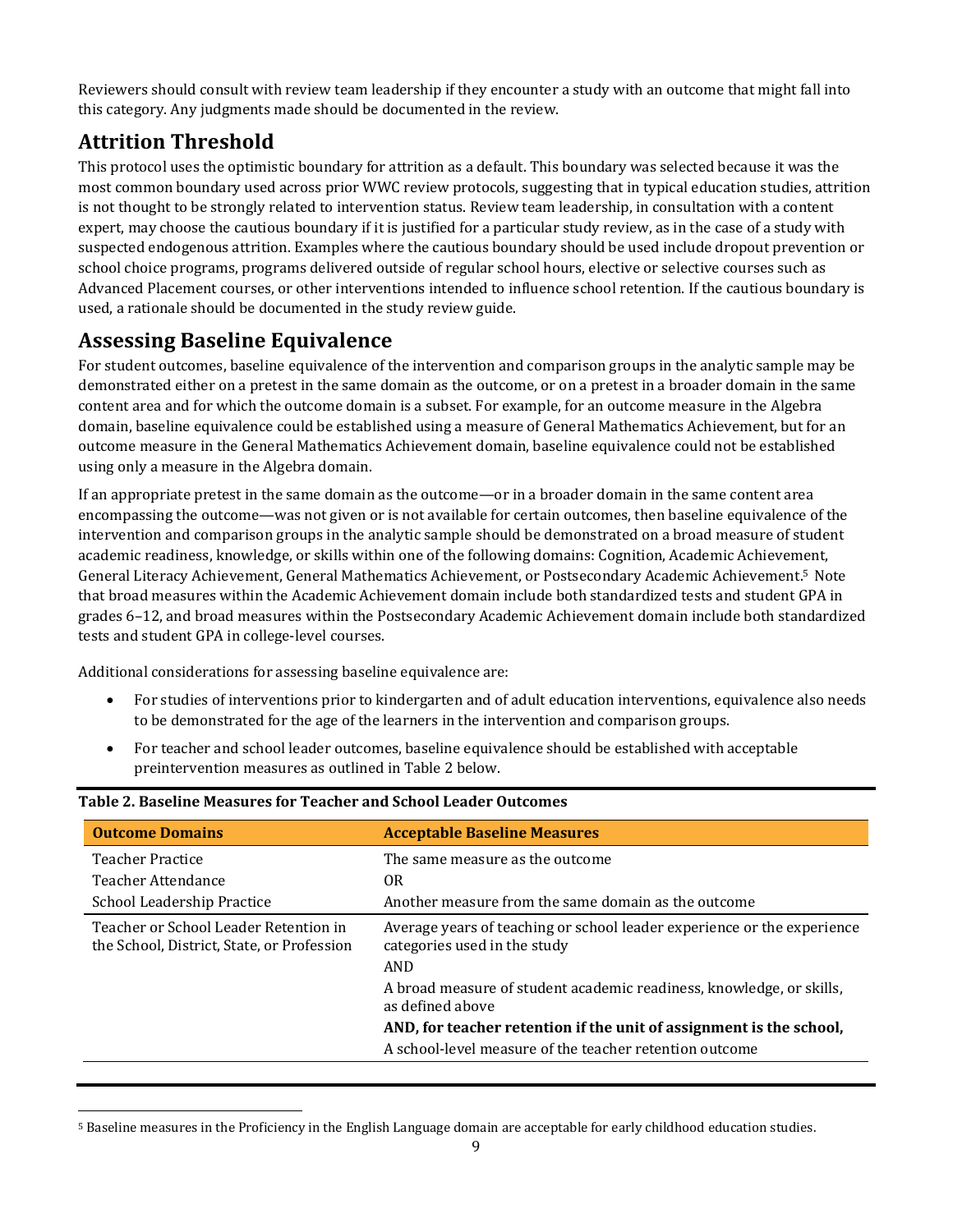Reviewers should consult with review team leadership if they encounter a study with an outcome that might fall into this category. Any judgments made should be documented in the review.

## Attrition Threshold

This protocol uses the optimistic boundary for attrition as a default. This boundary was selected because it was the most common boundary used across prior WWC review protocols, suggesting that in typical education studies, attrition is not thought to be strongly related to intervention status. Review team leadership, in consultation with a content expert, may choose the cautious boundary if it is justified for a particular study review, as in the case of a study with suspected endogenous attrition. Examples where the cautious boundary should be used include dropout prevention or school choice programs, programs delivered outside of regular school hours, elective or selective courses such as Advanced Placement courses, or other interventions intended to influence school retention. If the cautious boundary is used, a rationale should be documented in the study review guide.

## Assessing Baseline Equivalence

For student outcomes, baseline equivalence of the intervention and comparison groups in the analytic sample may be demonstrated either on a pretest in the same domain as the outcome, or on a pretest in a broader domain in the same content area and for which the outcome domain is a subset. For example, for an outcome measure in the Algebra domain, baseline equivalence could be established using a measure of General Mathematics Achievement, but for an outcome measure in the General Mathematics Achievement domain, baseline equivalence could not be established using only a measure in the Algebra domain.

If an appropriate pretest in the same domain as the outcome—or in a broader domain in the same content area encompassing the outcome—was not given or is not available for certain outcomes, then baseline equivalence of the intervention and comparison groups in the analytic sample should be demonstrated on a broad measure of student academic readiness, knowledge, or skills within one of the following domains: Cognition, Academic Achievement, General Literacy Achievement, General Mathematics Achievement, or Postsecondary Academic Achievement.[5] Note that broad measures within the Academic Achievement domain include both standardized tests and student GPA in grades 6–12, and broad measures within the Postsecondary Academic Achievement domain include both standardized tests and student GPA in college-level courses.

Additional considerations for assessing baseline equivalence are:

- For studies of interventions prior to kindergarten and of adult education interventions, equivalence also needs to be demonstrated for the age of the learners in the intervention and comparison groups.
- For teacher and school leader outcomes, baseline equivalence should be established with acceptable preintervention measures as outlined in Table 2 below.

**Table 2. Baseline Measures for Teacher and School Leader Outcomes**

| Outcome Domains | Acceptable Baseline Measures |
|---|---|
| Teacher Practice<br>Teacher Attendance<br>School Leadership Practice | The same measure as the outcome<br>OR<br>Another measure from the same domain as the outcome |
| Teacher or School Leader Retention in the School, District, State, or Profession | Average years of teaching or school leader experience or the experience categories used in the study<br>AND<br>A broad measure of student academic readiness, knowledge, or skills, as defined above<br>**AND, for teacher retention if the unit of assignment is the school,**<br>A school-level measure of the teacher retention outcome |

[5] Baseline measures in the Proficiency in the English Language domain are acceptable for early childhood education studies.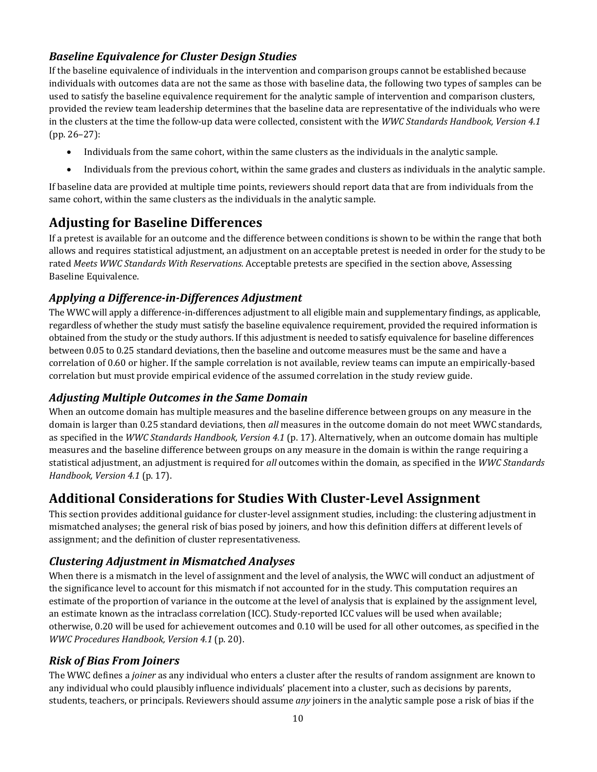### *Baseline Equivalence for Cluster Design Studies*

If the baseline equivalence of individuals in the intervention and comparison groups cannot be established because individuals with outcomes data are not the same as those with baseline data, the following two types of samples can be used to satisfy the baseline equivalence requirement for the analytic sample of intervention and comparison clusters, provided the review team leadership determines that the baseline data are representative of the individuals who were in the clusters at the time the follow-up data were collected, consistent with the *WWC Standards Handbook, Version 4.1* (pp. 26–27):

- Individuals from the same cohort, within the same clusters as the individuals in the analytic sample.
- Individuals from the previous cohort, within the same grades and clusters as individuals in the analytic sample.

If baseline data are provided at multiple time points, reviewers should report data that are from individuals from the same cohort, within the same clusters as the individuals in the analytic sample.

## Adjusting for Baseline Differences

If a pretest is available for an outcome and the difference between conditions is shown to be within the range that both allows and requires statistical adjustment, an adjustment on an acceptable pretest is needed in order for the study to be rated *Meets WWC Standards With Reservations*. Acceptable pretests are specified in the section above, Assessing Baseline Equivalence.

### *Applying a Difference-in-Differences Adjustment*

The WWC will apply a difference-in-differences adjustment to all eligible main and supplementary findings, as applicable, regardless of whether the study must satisfy the baseline equivalence requirement, provided the required information is obtained from the study or the study authors. If this adjustment is needed to satisfy equivalence for baseline differences between 0.05 to 0.25 standard deviations, then the baseline and outcome measures must be the same and have a correlation of 0.60 or higher. If the sample correlation is not available, review teams can impute an empirically-based correlation but must provide empirical evidence of the assumed correlation in the study review guide.

### *Adjusting Multiple Outcomes in the Same Domain*

When an outcome domain has multiple measures and the baseline difference between groups on any measure in the domain is larger than 0.25 standard deviations, then *all* measures in the outcome domain do not meet WWC standards, as specified in the *WWC Standards Handbook, Version 4.1* (p. 17). Alternatively, when an outcome domain has multiple measures and the baseline difference between groups on any measure in the domain is within the range requiring a statistical adjustment, an adjustment is required for *all* outcomes within the domain, as specified in the *WWC Standards Handbook, Version 4.1* (p. 17).

## Additional Considerations for Studies With Cluster-Level Assignment

This section provides additional guidance for cluster-level assignment studies, including: the clustering adjustment in mismatched analyses; the general risk of bias posed by joiners, and how this definition differs at different levels of assignment; and the definition of cluster representativeness.

### *Clustering Adjustment in Mismatched Analyses*

When there is a mismatch in the level of assignment and the level of analysis, the WWC will conduct an adjustment of the significance level to account for this mismatch if not accounted for in the study. This computation requires an estimate of the proportion of variance in the outcome at the level of analysis that is explained by the assignment level, an estimate known as the intraclass correlation (ICC). Study-reported ICC values will be used when available; otherwise, 0.20 will be used for achievement outcomes and 0.10 will be used for all other outcomes, as specified in the *WWC Procedures Handbook, Version 4.1* (p. 20).

### *Risk of Bias From Joiners*

The WWC defines a *joiner* as any individual who enters a cluster after the results of random assignment are known to any individual who could plausibly influence individuals' placement into a cluster, such as decisions by parents, students, teachers, or principals. Reviewers should assume *any* joiners in the analytic sample pose a risk of bias if the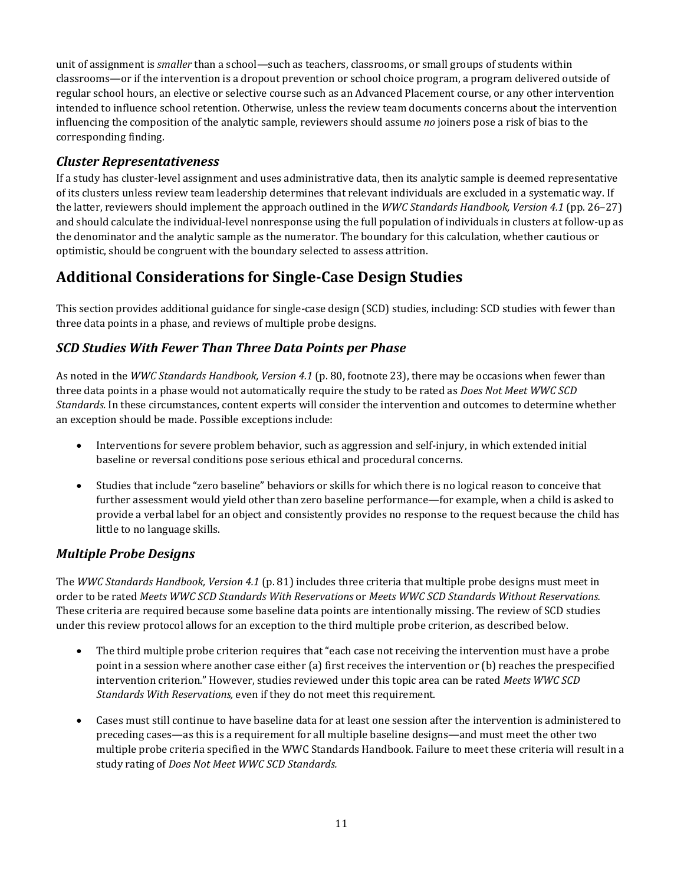unit of assignment is *smaller* than a school—such as teachers, classrooms, or small groups of students within classrooms—or if the intervention is a dropout prevention or school choice program, a program delivered outside of regular school hours, an elective or selective course such as an Advanced Placement course, or any other intervention intended to influence school retention. Otherwise, unless the review team documents concerns about the intervention influencing the composition of the analytic sample, reviewers should assume *no* joiners pose a risk of bias to the corresponding finding.

### *Cluster Representativeness*

If a study has cluster-level assignment and uses administrative data, then its analytic sample is deemed representative of its clusters unless review team leadership determines that relevant individuals are excluded in a systematic way. If the latter, reviewers should implement the approach outlined in the *WWC Standards Handbook, Version 4.1* (pp. 26–27) and should calculate the individual-level nonresponse using the full population of individuals in clusters at follow-up as the denominator and the analytic sample as the numerator. The boundary for this calculation, whether cautious or optimistic, should be congruent with the boundary selected to assess attrition.

## Additional Considerations for Single-Case Design Studies

This section provides additional guidance for single-case design (SCD) studies, including: SCD studies with fewer than three data points in a phase, and reviews of multiple probe designs.

### *SCD Studies With Fewer Than Three Data Points per Phase*

As noted in the *WWC Standards Handbook, Version 4.1* (p. 80, footnote 23), there may be occasions when fewer than three data points in a phase would not automatically require the study to be rated as *Does Not Meet WWC SCD Standards.* In these circumstances, content experts will consider the intervention and outcomes to determine whether an exception should be made. Possible exceptions include:

- Interventions for severe problem behavior, such as aggression and self-injury, in which extended initial baseline or reversal conditions pose serious ethical and procedural concerns.
- Studies that include "zero baseline" behaviors or skills for which there is no logical reason to conceive that further assessment would yield other than zero baseline performance—for example, when a child is asked to provide a verbal label for an object and consistently provides no response to the request because the child has little to no language skills.

### *Multiple Probe Designs*

The *WWC Standards Handbook, Version 4.1* (p. 81) includes three criteria that multiple probe designs must meet in order to be rated *Meets WWC SCD Standards With Reservations* or *Meets WWC SCD Standards Without Reservations.* These criteria are required because some baseline data points are intentionally missing. The review of SCD studies under this review protocol allows for an exception to the third multiple probe criterion, as described below.

- The third multiple probe criterion requires that "each case not receiving the intervention must have a probe point in a session where another case either (a) first receives the intervention or (b) reaches the prespecified intervention criterion." However, studies reviewed under this topic area can be rated *Meets WWC SCD Standards With Reservations,* even if they do not meet this requirement.
- Cases must still continue to have baseline data for at least one session after the intervention is administered to preceding cases—as this is a requirement for all multiple baseline designs—and must meet the other two multiple probe criteria specified in the WWC Standards Handbook. Failure to meet these criteria will result in a study rating of *Does Not Meet WWC SCD Standards.*